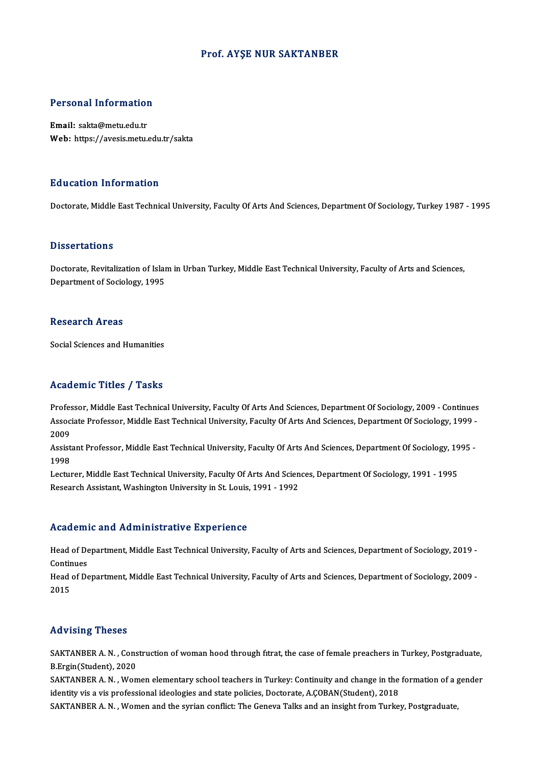# Prof. AYŞE NUR SAKTANBER

## Personal Information

**Email:** sakta@metu.edu.tr
**Web:** https://avesis.metu.edu.tr/sakta

## Education Information

Doctorate, Middle East Technical University, Faculty Of Arts And Sciences, Department Of Sociology, Turkey 1987 - 1995

## Dissertations

Doctorate, Revitalization of Islam in Urban Turkey, Middle East Technical University, Faculty of Arts and Sciences, Department of Sociology, 1995

## Research Areas

Social Sciences and Humanities

## Academic Titles / Tasks

Professor, Middle East Technical University, Faculty Of Arts And Sciences, Department Of Sociology, 2009 - Continues
Associate Professor, Middle East Technical University, Faculty Of Arts And Sciences, Department Of Sociology, 1999 - 2009
Assistant Professor, Middle East Technical University, Faculty Of Arts And Sciences, Department Of Sociology, 1995 - 1998
Lecturer, Middle East Technical University, Faculty Of Arts And Sciences, Department Of Sociology, 1991 - 1995
Research Assistant, Washington University in St. Louis, 1991 - 1992

## Academic and Administrative Experience

Head of Department, Middle East Technical University, Faculty of Arts and Sciences, Department of Sociology, 2019 - Continues
Head of Department, Middle East Technical University, Faculty of Arts and Sciences, Department of Sociology, 2009 - 2015

## Advising Theses

SAKTANBER A. N. , Construction of woman hood through fıtrat, the case of female preachers in Turkey, Postgraduate, B.Ergin(Student), 2020
SAKTANBER A. N. , Women elementary school teachers in Turkey: Continuity and change in the formation of a gender identity vis a vis professional ideologies and state policies, Doctorate, A.ÇOBAN(Student), 2018
SAKTANBER A. N. , Women and the syrian conflict: The Geneva Talks and an insight from Turkey, Postgraduate,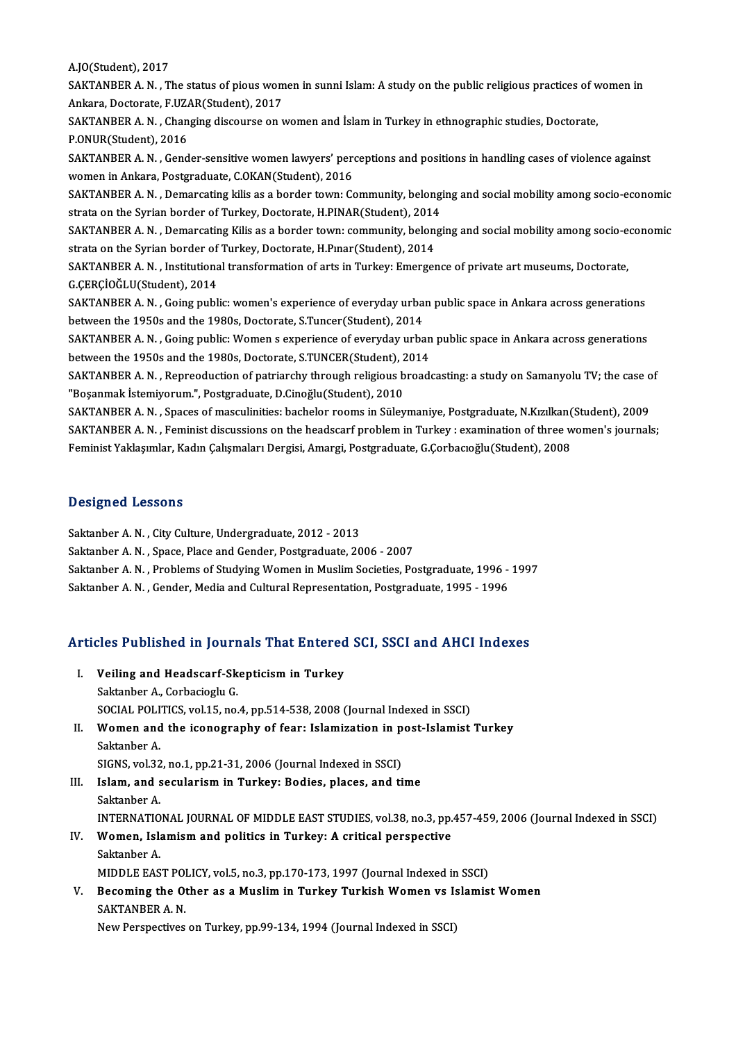A.JO(Student), 2017

SAKTANBER A. N. , The status of pious women in sunni Islam: A study on the public religious practices of women in Ankara, Doctorate, F.UZAR(Student), 2017

SAKTANBER A. N. , Changing discourse on women and İslam in Turkey in ethnographic studies, Doctorate, P.ONUR(Student), 2016

SAKTANBER A. N. , Gender-sensitive women lawyers' perceptions and positions in handling cases of violence against women in Ankara, Postgraduate, C.OKAN(Student), 2016

SAKTANBER A. N. , Demarcating kilis as a border town: Community, belonging and social mobility among socio-economic strata on the Syrian border of Turkey, Doctorate, H.PINAR(Student), 2014

SAKTANBER A. N. , Demarcating Kilis as a border town: community, belonging and social mobility among socio-economic strata on the Syrian border of Turkey, Doctorate, H.Pınar(Student), 2014

SAKTANBER A. N. , Institutional transformation of arts in Turkey: Emergence of private art museums, Doctorate, G.ÇERÇİOĞLU(Student), 2014

SAKTANBER A. N. , Going public: women's experience of everyday urban public space in Ankara across generations between the 1950s and the 1980s, Doctorate, S.Tuncer(Student), 2014

SAKTANBER A. N. , Going public: Women s experience of everyday urban public space in Ankara across generations between the 1950s and the 1980s, Doctorate, S.TUNCER(Student), 2014

SAKTANBER A. N. , Repreoduction of patriarchy through religious broadcasting: a study on Samanyolu TV; the case of "Boşanmak İstemiyorum.", Postgraduate, D.Cinoğlu(Student), 2010

SAKTANBER A. N. , Spaces of masculinities: bachelor rooms in Süleymaniye, Postgraduate, N.Kızılkan(Student), 2009

SAKTANBER A. N. , Feminist discussions on the headscarf problem in Turkey : examination of three women's journals; Feminist Yaklaşımlar, Kadın Çalışmaları Dergisi, Amargi, Postgraduate, G.Çorbacıoğlu(Student), 2008

## Designed Lessons

Saktanber A. N. , City Culture, Undergraduate, 2012 - 2013

Saktanber A. N. , Space, Place and Gender, Postgraduate, 2006 - 2007

Saktanber A. N. , Problems of Studying Women in Muslim Societies, Postgraduate, 1996 - 1997

Saktanber A. N. , Gender, Media and Cultural Representation, Postgraduate, 1995 - 1996

## Articles Published in Journals That Entered SCI, SSCI and AHCI Indexes

I. **Veiling and Headscarf-Skepticism in Turkey**
   Saktanber A., Corbacioglu G.
   SOCIAL POLITICS, vol.15, no.4, pp.514-538, 2008 (Journal Indexed in SSCI)

II. **Women and the iconography of fear: Islamization in post-Islamist Turkey**
   Saktanber A.
   SIGNS, vol.32, no.1, pp.21-31, 2006 (Journal Indexed in SSCI)

III. **Islam, and secularism in Turkey: Bodies, places, and time**
   Saktanber A.
   INTERNATIONAL JOURNAL OF MIDDLE EAST STUDIES, vol.38, no.3, pp.457-459, 2006 (Journal Indexed in SSCI)

IV. **Women, Islamism and politics in Turkey: A critical perspective**
   Saktanber A.
   MIDDLE EAST POLICY, vol.5, no.3, pp.170-173, 1997 (Journal Indexed in SSCI)

V. **Becoming the Other as a Muslim in Turkey Turkish Women vs Islamist Women**
   SAKTANBER A. N.
   New Perspectives on Turkey, pp.99-134, 1994 (Journal Indexed in SSCI)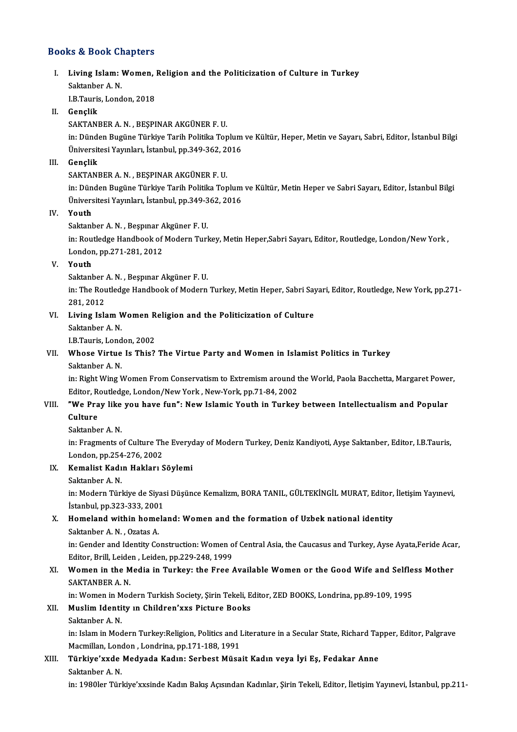## Books & Book Chapters

I. **Living Islam: Women, Religion and the Politicization of Culture in Turkey**
   Saktanber A. N.
   I.B.Tauris, London, 2018

II. **Gençlik**
   SAKTANBER A. N. , BEŞPINAR AKGÜNER F. U.
   in: Dünden Bugüne Türkiye Tarih Politika Toplum ve Kültür, Heper, Metin ve Sayarı, Sabri, Editor, İstanbul Bilgi Üniversitesi Yayınları, İstanbul, pp.349-362, 2016

III. **Gençlik**
   SAKTANBER A. N. , BEŞPINAR AKGÜNER F. U.
   in: Dünden Bugüne Türkiye Tarih Politika Toplum ve Kültür, Metin Heper ve Sabri Sayarı, Editor, İstanbul Bilgi Üniversitesi Yayınları, İstanbul, pp.349-362, 2016

IV. **Youth**
   Saktanber A. N. , Beşpınar Akgüner F. U.
   in: Routledge Handbook of Modern Turkey, Metin Heper,Sabri Sayarı, Editor, Routledge, London/New York , London, pp.271-281, 2012

V. **Youth**
   Saktanber A. N. , Beşpınar Akgüner F. U.
   in: The Routledge Handbook of Modern Turkey, Metin Heper, Sabri Sayari, Editor, Routledge, New York, pp.271-281, 2012

VI. **Living Islam Women Religion and the Politicization of Culture**
   Saktanber A. N.
   I.B.Tauris, London, 2002

VII. **Whose Virtue Is This? The Virtue Party and Women in Islamist Politics in Turkey**
   Saktanber A. N.
   in: Right Wing Women From Conservatism to Extremism around the World, Paola Bacchetta, Margaret Power, Editor, Routledge, London/New York , New-York, pp.71-84, 2002

VIII. **"We Pray like you have fun": New Islamic Youth in Turkey between Intellectualism and Popular Culture**
   Saktanber A. N.
   in: Fragments of Culture The Everyday of Modern Turkey, Deniz Kandiyoti, Ayşe Saktanber, Editor, I.B.Tauris, London, pp.254-276, 2002

IX. **Kemalist Kadın Hakları Söylemi**
   Saktanber A. N.
   in: Modern Türkiye de Siyasi Düşünce Kemalizm, BORA TANIL, GÜLTEKİNGİL MURAT, Editor, İletişim Yayınevi, İstanbul, pp.323-333, 2001

X. **Homeland within homeland: Women and the formation of Uzbek national identity**
   Saktanber A. N. , Ozatas A.
   in: Gender and Identity Construction: Women of Central Asia, the Caucasus and Turkey, Ayse Ayata,Feride Acar, Editor, Brill, Leiden , Leiden, pp.229-248, 1999

XI. **Women in the Media in Turkey: the Free Available Women or the Good Wife and Selfless Mother**
   SAKTANBER A. N.
   in: Women in Modern Turkish Society, Şirin Tekeli, Editor, ZED BOOKS, Londrina, pp.89-109, 1995

XII. **Muslim Identity ın Children'xxs Picture Books**
   Saktanber A. N.
   in: Islam in Modern Turkey:Religion, Politics and Literature in a Secular State, Richard Tapper, Editor, Palgrave Macmillan, London , Londrina, pp.171-188, 1991

XIII. **Türkiye'xxde Medyada Kadın: Serbest Müsait Kadın veya İyi Eş, Fedakar Anne**
   Saktanber A. N.
   in: 1980ler Türkiye'xxsinde Kadın Bakış Açısından Kadınlar, Şirin Tekeli, Editor, İletişim Yayınevi, İstanbul, pp.211-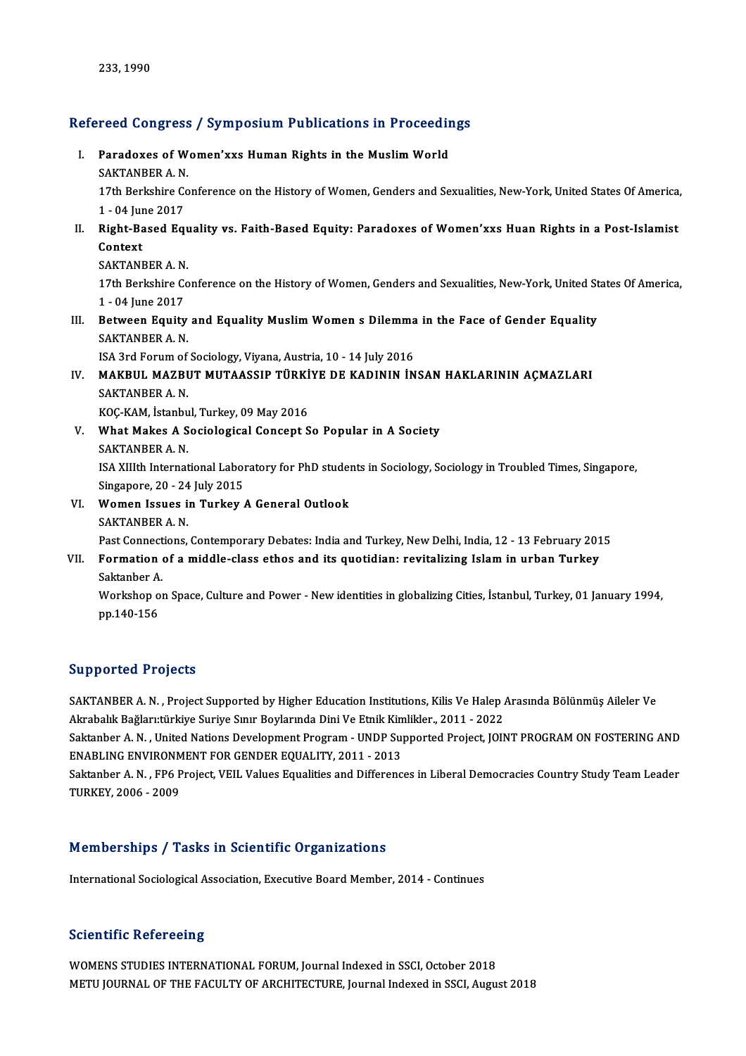233, 1990

## Refereed Congress / Symposium Publications in Proceedings

I. **Paradoxes of Women'xxs Human Rights in the Muslim World**
   SAKTANBER A. N.
   17th Berkshire Conference on the History of Women, Genders and Sexualities, New-York, United States Of America, 1 - 04 June 2017

II. **Right-Based Equality vs. Faith-Based Equity: Paradoxes of Women'xxs Huan Rights in a Post-Islamist Context**
   SAKTANBER A. N.
   17th Berkshire Conference on the History of Women, Genders and Sexualities, New-York, United States Of America, 1 - 04 June 2017

III. **Between Equity and Equality Muslim Women s Dilemma in the Face of Gender Equality**
   SAKTANBER A. N.
   ISA 3rd Forum of Sociology, Viyana, Austria, 10 - 14 July 2016

IV. **MAKBUL MAZBUT MUTAASSIP TÜRKİYE DE KADININ İNSAN HAKLARININ AÇMAZLARI**
   SAKTANBER A. N.
   KOÇ-KAM, İstanbul, Turkey, 09 May 2016

V. **What Makes A Sociological Concept So Popular in A Society**
   SAKTANBER A. N.
   ISA XIIIth International Laboratory for PhD students in Sociology, Sociology in Troubled Times, Singapore, Singapore, 20 - 24 July 2015

VI. **Women Issues in Turkey A General Outlook**
   SAKTANBER A. N.
   Past Connections, Contemporary Debates: India and Turkey, New Delhi, India, 12 - 13 February 2015

VII. **Formation of a middle-class ethos and its quotidian: revitalizing Islam in urban Turkey**
   Saktanber A.
   Workshop on Space, Culture and Power - New identities in globalizing Cities, İstanbul, Turkey, 01 January 1994, pp.140-156

## Supported Projects

SAKTANBER A. N. , Project Supported by Higher Education Institutions, Kilis Ve Halep Arasında Bölünmüş Aileler Ve Akrabalık Bağları:türkiye Suriye Sınır Boylarında Dini Ve Etnik Kimlikler., 2011 - 2022

Saktanber A. N. , United Nations Development Program - UNDP Supported Project, JOINT PROGRAM ON FOSTERING AND ENABLING ENVIRONMENT FOR GENDER EQUALITY, 2011 - 2013

Saktanber A. N. , FP6 Project, VEIL Values Equalities and Differences in Liberal Democracies Country Study Team Leader TURKEY, 2006 - 2009

## Memberships / Tasks in Scientific Organizations

International Sociological Association, Executive Board Member, 2014 - Continues

## Scientific Refereeing

WOMENS STUDIES INTERNATIONAL FORUM, Journal Indexed in SSCI, October 2018
METU JOURNAL OF THE FACULTY OF ARCHITECTURE, Journal Indexed in SSCI, August 2018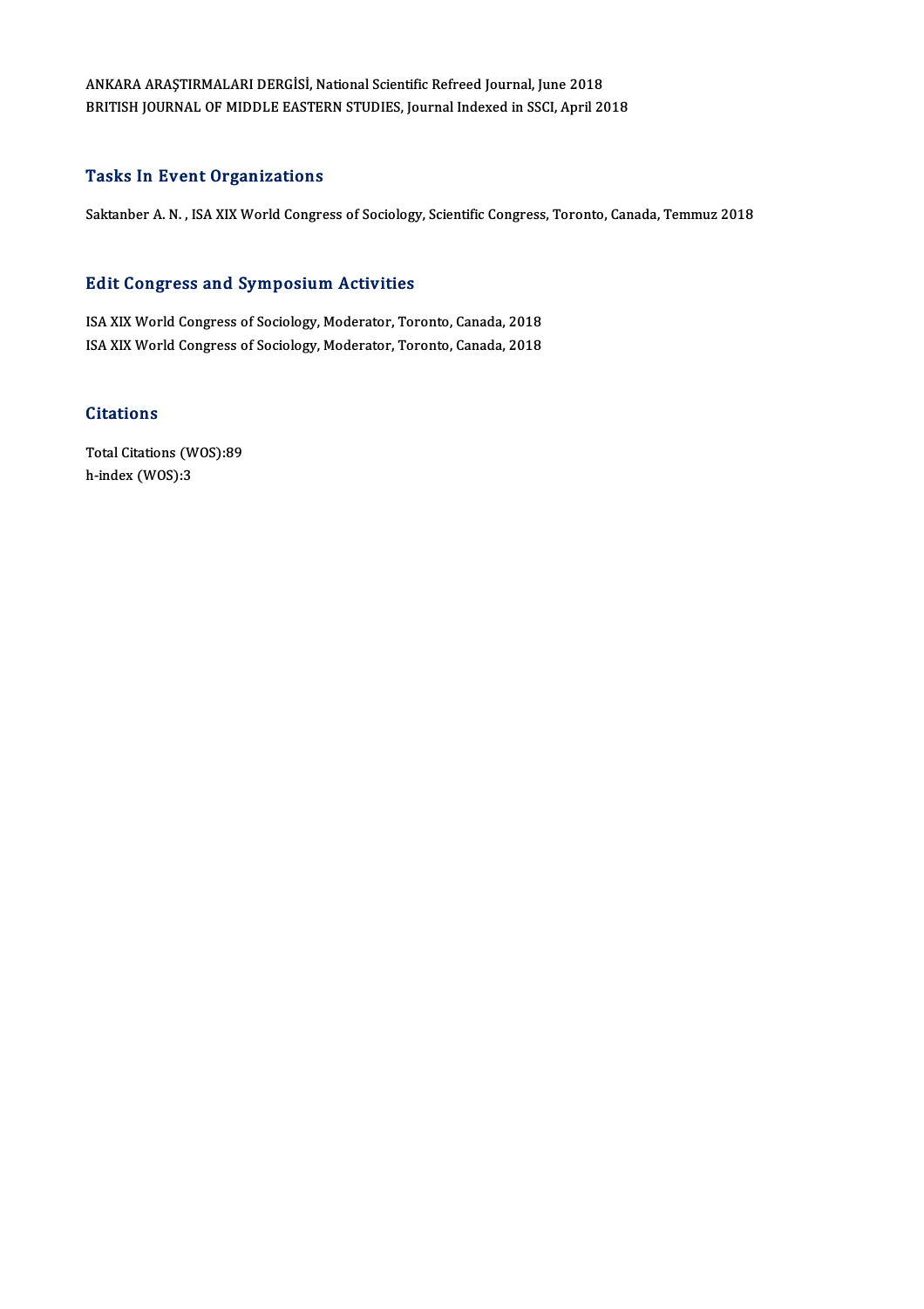ANKARA ARAŞTIRMALARI DERGİSİ, National Scientific Refreed Journal, June 2018
BRITISH JOURNAL OF MIDDLE EASTERN STUDIES, Journal Indexed in SSCI, April 2018

## Tasks In Event Organizations

Saktanber A. N. , ISA XIX World Congress of Sociology, Scientific Congress, Toronto, Canada, Temmuz 2018

## Edit Congress and Symposium Activities

ISA XIX World Congress of Sociology, Moderator, Toronto, Canada, 2018
ISA XIX World Congress of Sociology, Moderator, Toronto, Canada, 2018

## Citations

Total Citations (WOS):89
h-index (WOS):3